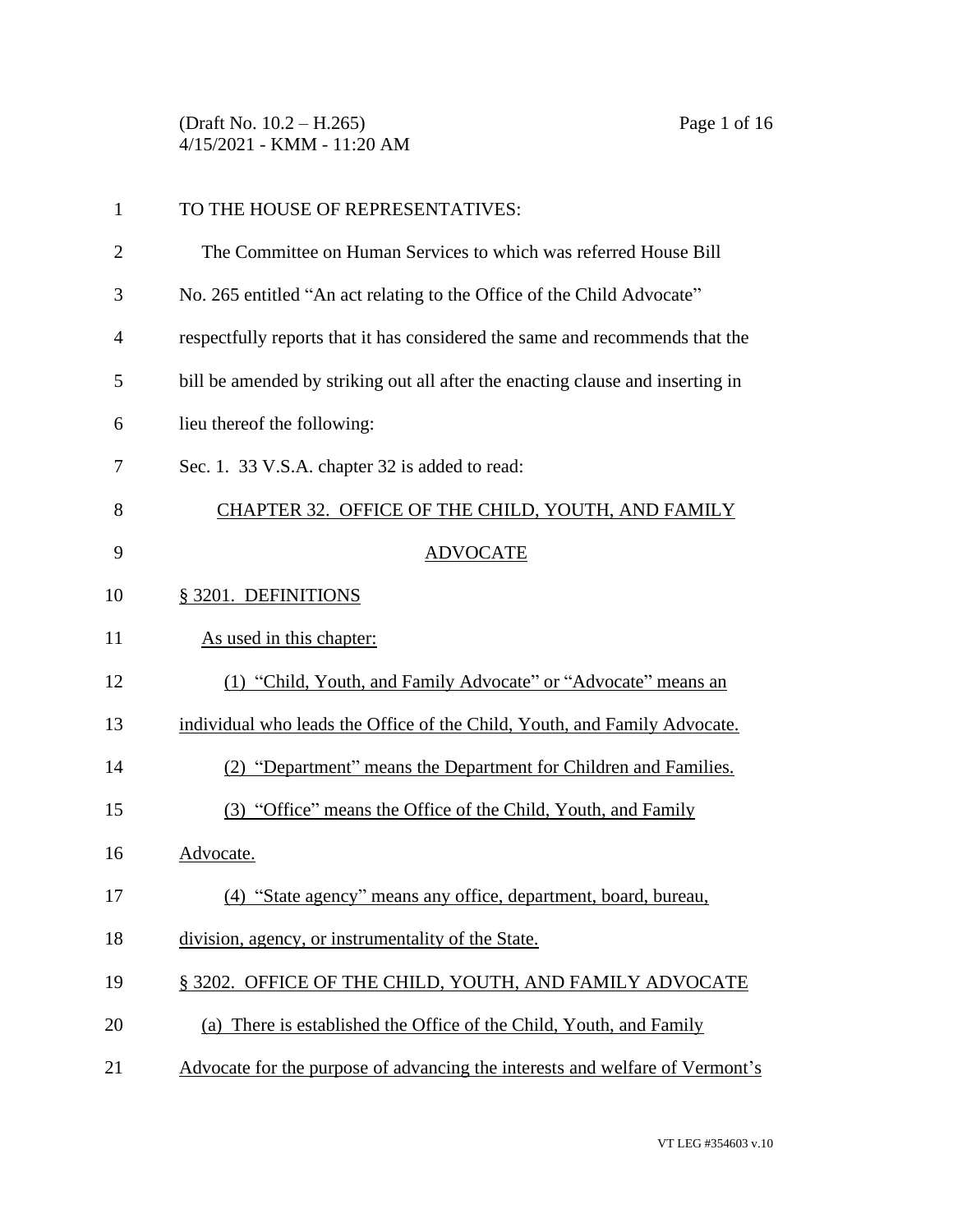TO THE HOUSE OF REPRESENTATIVES:

The Committee on Human Services to which was referred House Bill No. 265 entitled "An act relating to the Office of the Child Advocate" respectfully reports that it has considered the same and recommends that the bill be amended by striking out all after the enacting clause and inserting in lieu thereof the following:

Sec. 1. 33 V.S.A. chapter 32 is added to read:

CHAPTER 32. OFFICE OF THE CHILD, YOUTH, AND FAMILY ADVOCATE

§ 3201. DEFINITIONS

As used in this chapter:

(1) "Child, Youth, and Family Advocate" or "Advocate" means an individual who leads the Office of the Child, Youth, and Family Advocate.

(2) "Department" means the Department for Children and Families.

(3) "Office" means the Office of the Child, Youth, and Family Advocate.

(4) "State agency" means any office, department, board, bureau, division, agency, or instrumentality of the State.

§ 3202. OFFICE OF THE CHILD, YOUTH, AND FAMILY ADVOCATE

(a) There is established the Office of the Child, Youth, and Family Advocate for the purpose of advancing the interests and welfare of Vermont's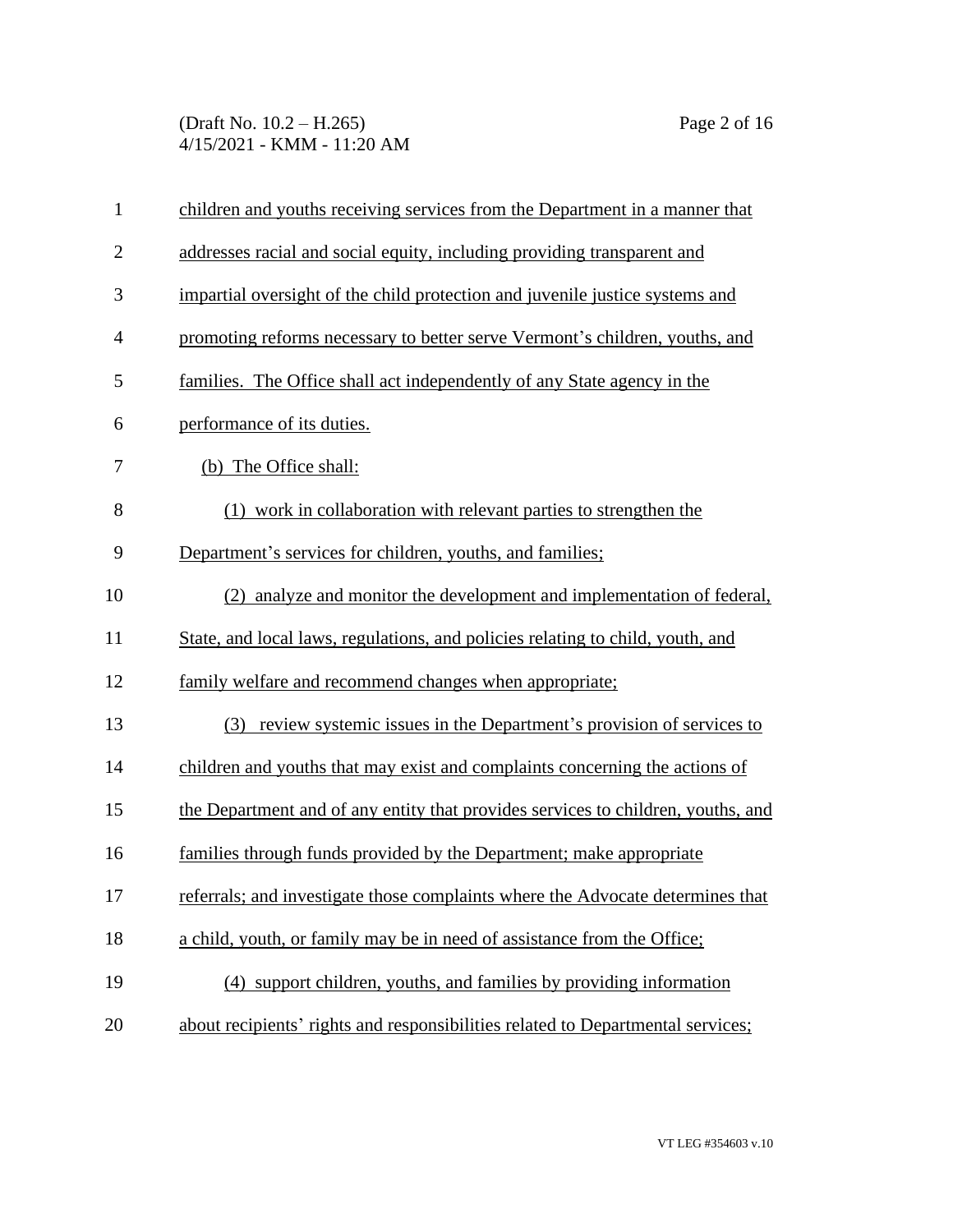children and youths receiving services from the Department in a manner that addresses racial and social equity, including providing transparent and impartial oversight of the child protection and juvenile justice systems and promoting reforms necessary to better serve Vermont's children, youths, and families. The Office shall act independently of any State agency in the performance of its duties.

(b) The Office shall:

(1) work in collaboration with relevant parties to strengthen the Department's services for children, youths, and families;

(2) analyze and monitor the development and implementation of federal, State, and local laws, regulations, and policies relating to child, youth, and family welfare and recommend changes when appropriate;

(3) review systemic issues in the Department's provision of services to children and youths that may exist and complaints concerning the actions of the Department and of any entity that provides services to children, youths, and families through funds provided by the Department; make appropriate referrals; and investigate those complaints where the Advocate determines that a child, youth, or family may be in need of assistance from the Office;

(4) support children, youths, and families by providing information about recipients' rights and responsibilities related to Departmental services;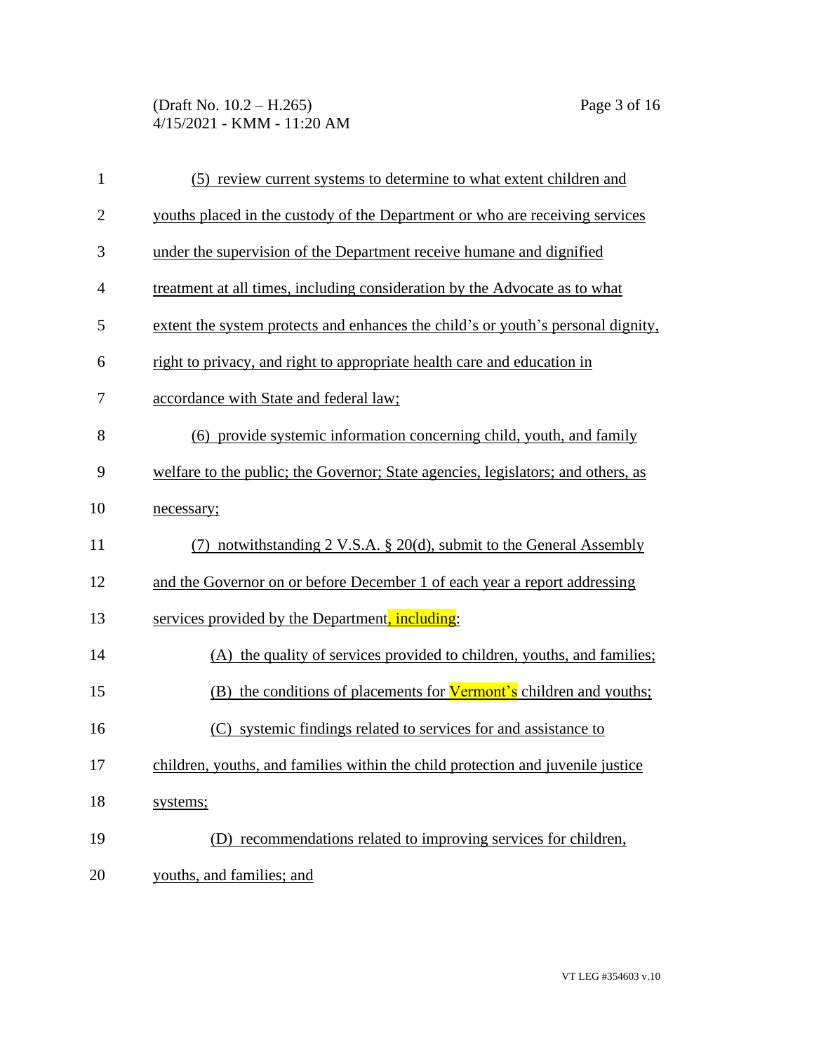(5) review current systems to determine to what extent children and youths placed in the custody of the Department or who are receiving services under the supervision of the Department receive humane and dignified treatment at all times, including consideration by the Advocate as to what extent the system protects and enhances the child's or youth's personal dignity, right to privacy, and right to appropriate health care and education in accordance with State and federal law;

(6) provide systemic information concerning child, youth, and family welfare to the public; the Governor; State agencies, legislators; and others, as necessary;

(7) notwithstanding 2 V.S.A. § 20(d), submit to the General Assembly and the Governor on or before December 1 of each year a report addressing services provided by the Department, including:

(A) the quality of services provided to children, youths, and families;

(B) the conditions of placements for Vermont's children and youths;

(C) systemic findings related to services for and assistance to children, youths, and families within the child protection and juvenile justice systems;

(D) recommendations related to improving services for children, youths, and families; and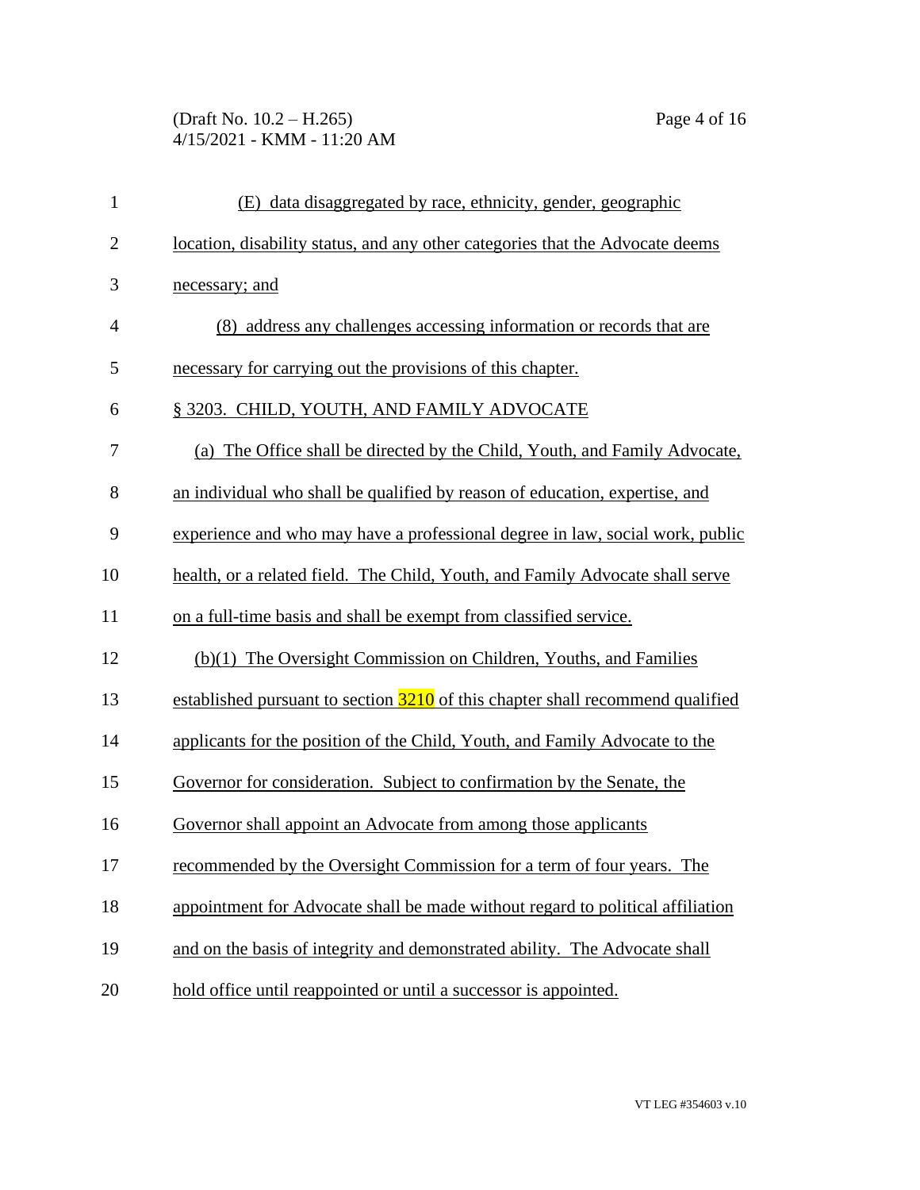(E) data disaggregated by race, ethnicity, gender, geographic location, disability status, and any other categories that the Advocate deems necessary; and

(8) address any challenges accessing information or records that are necessary for carrying out the provisions of this chapter.

§ 3203. CHILD, YOUTH, AND FAMILY ADVOCATE

(a) The Office shall be directed by the Child, Youth, and Family Advocate, an individual who shall be qualified by reason of education, expertise, and experience and who may have a professional degree in law, social work, public health, or a related field. The Child, Youth, and Family Advocate shall serve on a full-time basis and shall be exempt from classified service.

(b)(1) The Oversight Commission on Children, Youths, and Families established pursuant to section 3210 of this chapter shall recommend qualified applicants for the position of the Child, Youth, and Family Advocate to the Governor for consideration. Subject to confirmation by the Senate, the Governor shall appoint an Advocate from among those applicants recommended by the Oversight Commission for a term of four years. The appointment for Advocate shall be made without regard to political affiliation and on the basis of integrity and demonstrated ability. The Advocate shall hold office until reappointed or until a successor is appointed.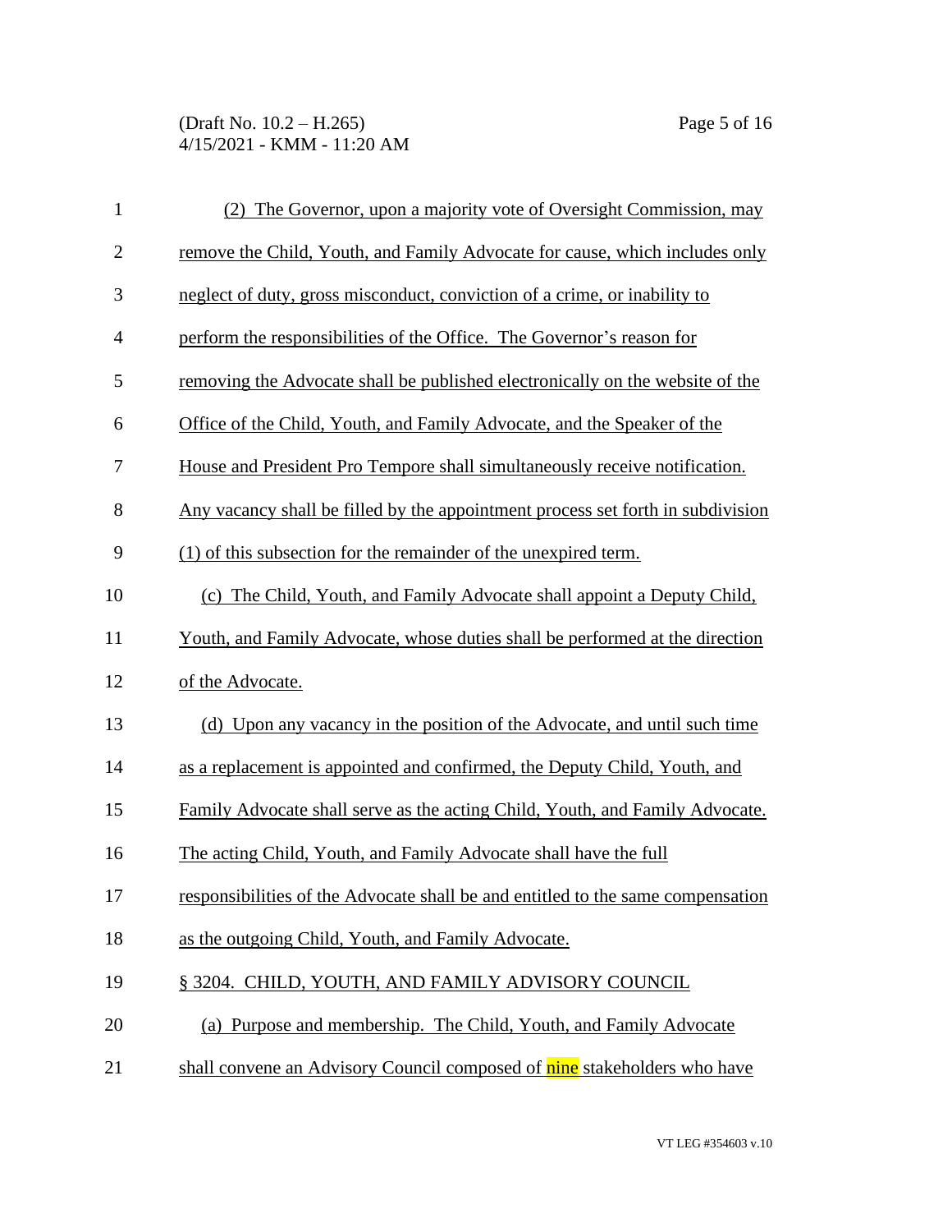(2) The Governor, upon a majority vote of Oversight Commission, may remove the Child, Youth, and Family Advocate for cause, which includes only neglect of duty, gross misconduct, conviction of a crime, or inability to perform the responsibilities of the Office. The Governor's reason for removing the Advocate shall be published electronically on the website of the Office of the Child, Youth, and Family Advocate, and the Speaker of the House and President Pro Tempore shall simultaneously receive notification. Any vacancy shall be filled by the appointment process set forth in subdivision (1) of this subsection for the remainder of the unexpired term.

(c) The Child, Youth, and Family Advocate shall appoint a Deputy Child, Youth, and Family Advocate, whose duties shall be performed at the direction of the Advocate.

(d) Upon any vacancy in the position of the Advocate, and until such time as a replacement is appointed and confirmed, the Deputy Child, Youth, and Family Advocate shall serve as the acting Child, Youth, and Family Advocate. The acting Child, Youth, and Family Advocate shall have the full responsibilities of the Advocate shall be and entitled to the same compensation as the outgoing Child, Youth, and Family Advocate.

§ 3204. CHILD, YOUTH, AND FAMILY ADVISORY COUNCIL

(a) Purpose and membership. The Child, Youth, and Family Advocate shall convene an Advisory Council composed of nine stakeholders who have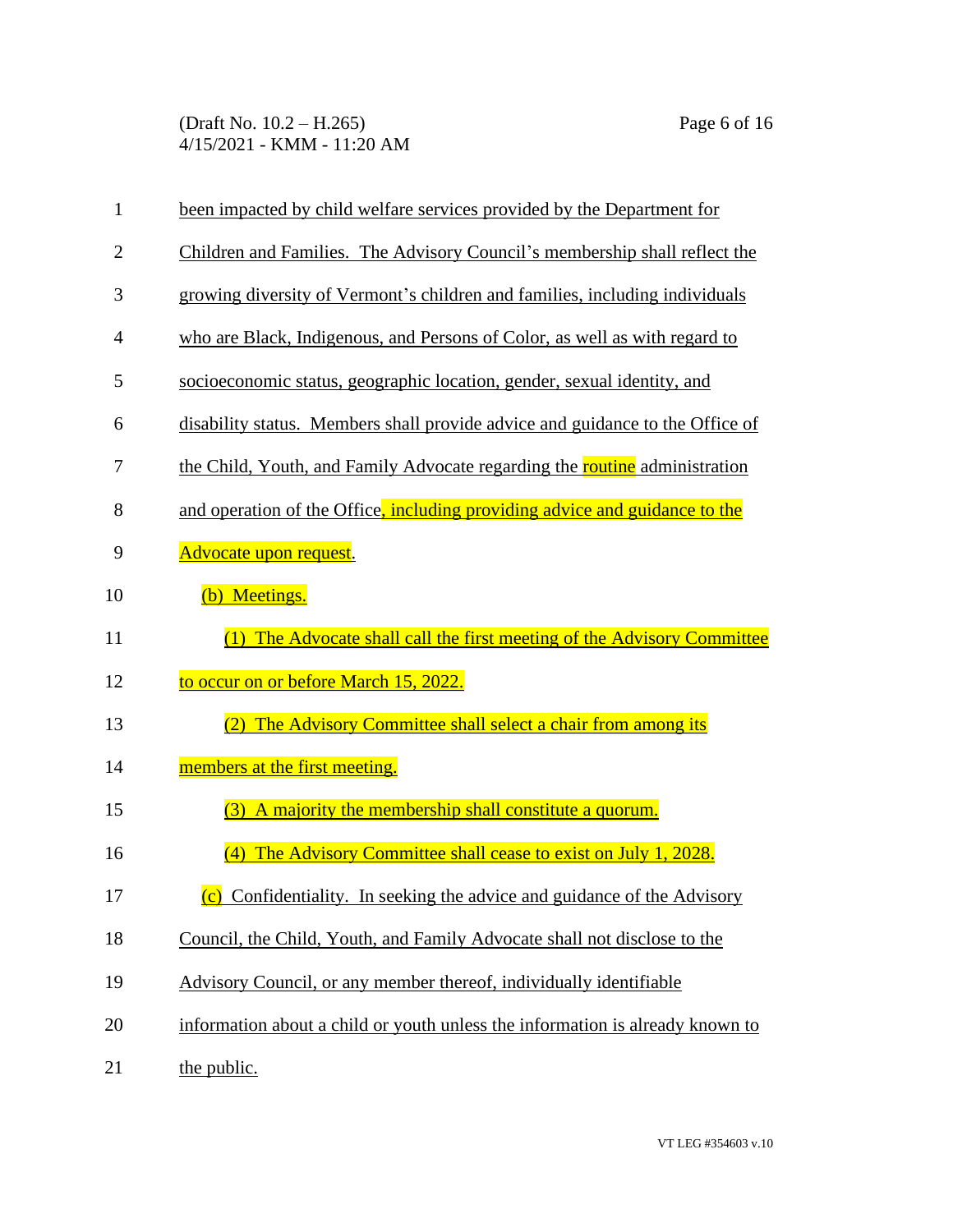been impacted by child welfare services provided by the Department for Children and Families. The Advisory Council's membership shall reflect the growing diversity of Vermont's children and families, including individuals who are Black, Indigenous, and Persons of Color, as well as with regard to socioeconomic status, geographic location, gender, sexual identity, and disability status. Members shall provide advice and guidance to the Office of the Child, Youth, and Family Advocate regarding the routine administration and operation of the Office, including providing advice and guidance to the Advocate upon request.

(b) Meetings.

(1) The Advocate shall call the first meeting of the Advisory Committee to occur on or before March 15, 2022.

(2) The Advisory Committee shall select a chair from among its members at the first meeting.

(3) A majority the membership shall constitute a quorum.

(4) The Advisory Committee shall cease to exist on July 1, 2028.

(c) Confidentiality. In seeking the advice and guidance of the Advisory Council, the Child, Youth, and Family Advocate shall not disclose to the Advisory Council, or any member thereof, individually identifiable information about a child or youth unless the information is already known to the public.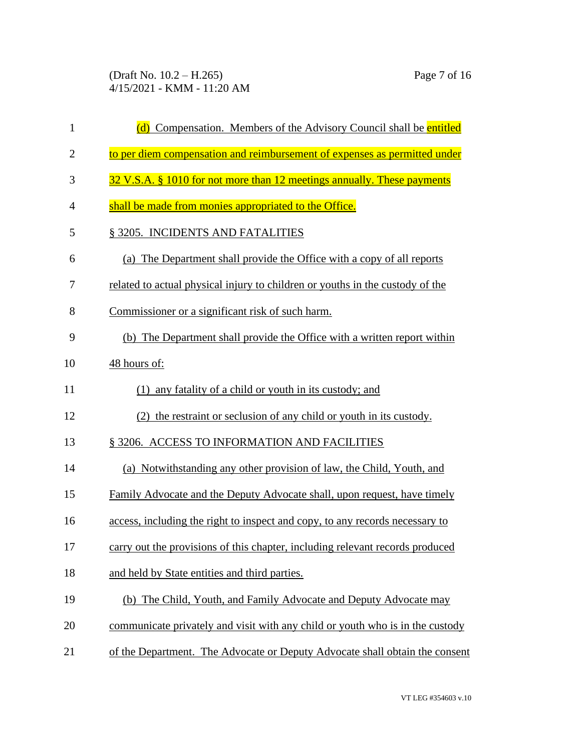(d) Compensation. Members of the Advisory Council shall be entitled to per diem compensation and reimbursement of expenses as permitted under 32 V.S.A. § 1010 for not more than 12 meetings annually. These payments shall be made from monies appropriated to the Office.

§ 3205. INCIDENTS AND FATALITIES

(a) The Department shall provide the Office with a copy of all reports related to actual physical injury to children or youths in the custody of the Commissioner or a significant risk of such harm.

(b) The Department shall provide the Office with a written report within 48 hours of:

(1) any fatality of a child or youth in its custody; and

(2) the restraint or seclusion of any child or youth in its custody.

§ 3206. ACCESS TO INFORMATION AND FACILITIES

(a) Notwithstanding any other provision of law, the Child, Youth, and Family Advocate and the Deputy Advocate shall, upon request, have timely access, including the right to inspect and copy, to any records necessary to carry out the provisions of this chapter, including relevant records produced and held by State entities and third parties.

(b) The Child, Youth, and Family Advocate and Deputy Advocate may communicate privately and visit with any child or youth who is in the custody of the Department. The Advocate or Deputy Advocate shall obtain the consent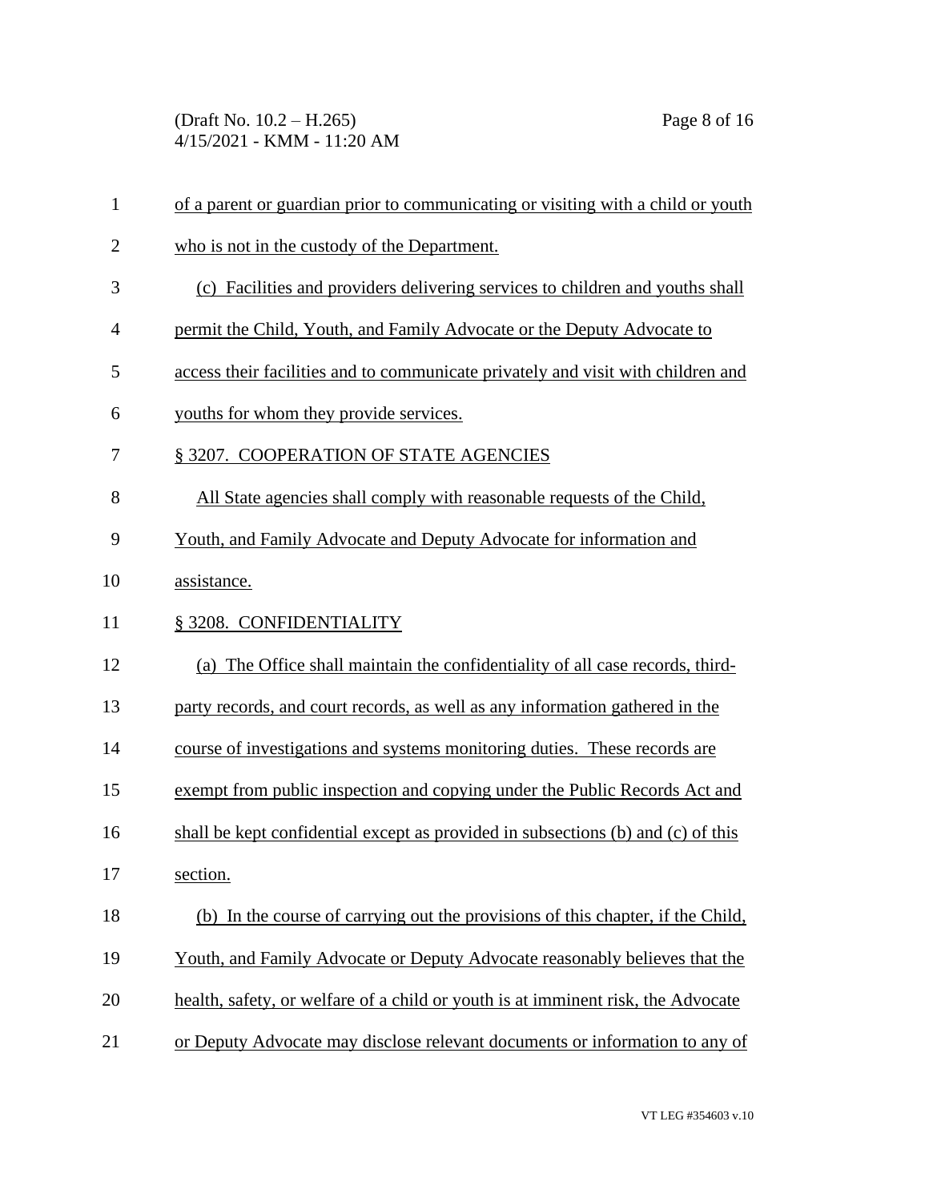of a parent or guardian prior to communicating or visiting with a child or youth who is not in the custody of the Department.

(c) Facilities and providers delivering services to children and youths shall permit the Child, Youth, and Family Advocate or the Deputy Advocate to access their facilities and to communicate privately and visit with children and youths for whom they provide services.

§ 3207. COOPERATION OF STATE AGENCIES

All State agencies shall comply with reasonable requests of the Child, Youth, and Family Advocate and Deputy Advocate for information and assistance.

§ 3208. CONFIDENTIALITY

(a) The Office shall maintain the confidentiality of all case records, third-party records, and court records, as well as any information gathered in the course of investigations and systems monitoring duties. These records are exempt from public inspection and copying under the Public Records Act and shall be kept confidential except as provided in subsections (b) and (c) of this section.

(b) In the course of carrying out the provisions of this chapter, if the Child, Youth, and Family Advocate or Deputy Advocate reasonably believes that the health, safety, or welfare of a child or youth is at imminent risk, the Advocate or Deputy Advocate may disclose relevant documents or information to any of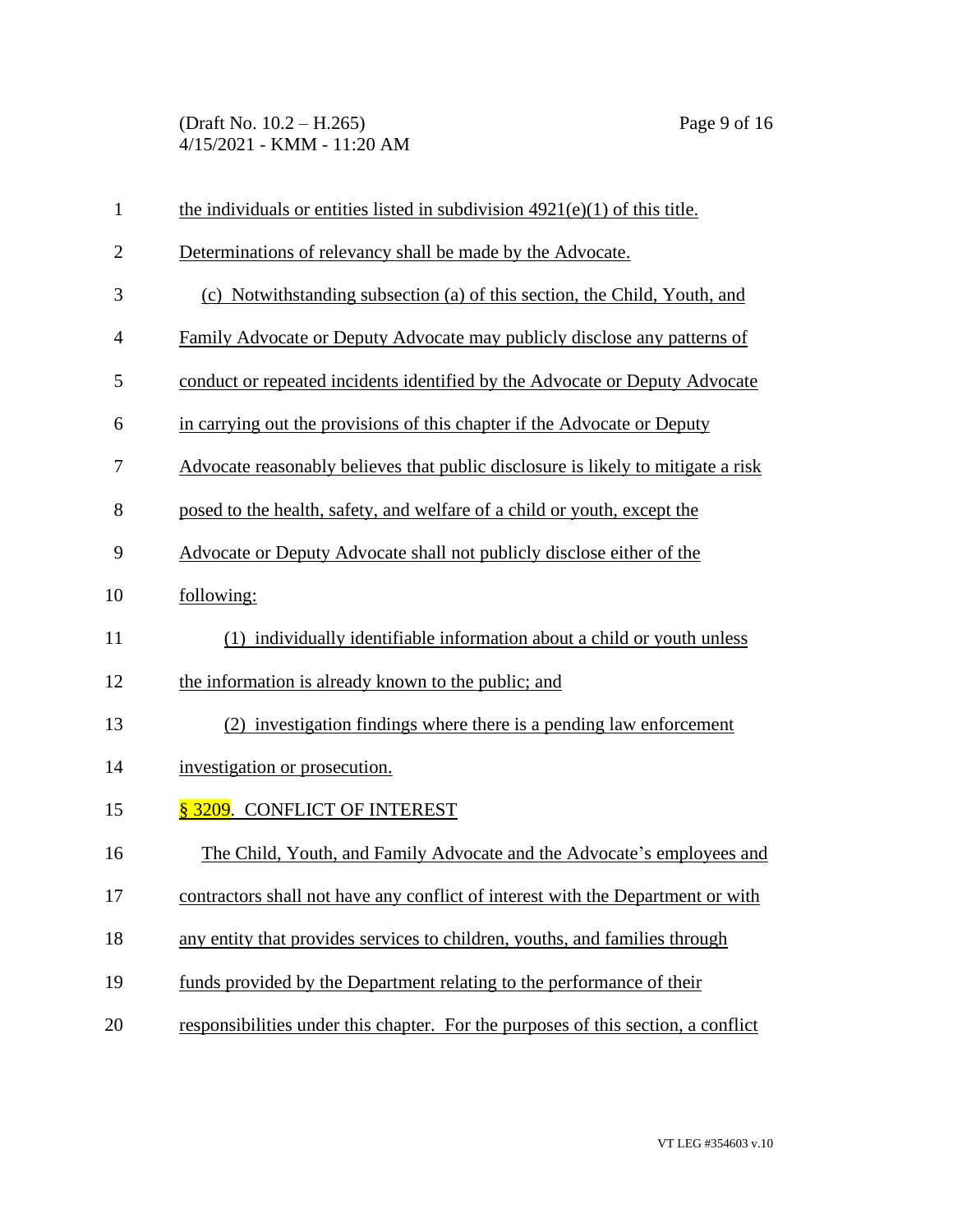the individuals or entities listed in subdivision 4921(e)(1) of this title. Determinations of relevancy shall be made by the Advocate.

(c) Notwithstanding subsection (a) of this section, the Child, Youth, and Family Advocate or Deputy Advocate may publicly disclose any patterns of conduct or repeated incidents identified by the Advocate or Deputy Advocate in carrying out the provisions of this chapter if the Advocate or Deputy Advocate reasonably believes that public disclosure is likely to mitigate a risk posed to the health, safety, and welfare of a child or youth, except the Advocate or Deputy Advocate shall not publicly disclose either of the following:

(1) individually identifiable information about a child or youth unless the information is already known to the public; and

(2) investigation findings where there is a pending law enforcement investigation or prosecution.

§ 3209. CONFLICT OF INTEREST

The Child, Youth, and Family Advocate and the Advocate's employees and contractors shall not have any conflict of interest with the Department or with any entity that provides services to children, youths, and families through funds provided by the Department relating to the performance of their responsibilities under this chapter. For the purposes of this section, a conflict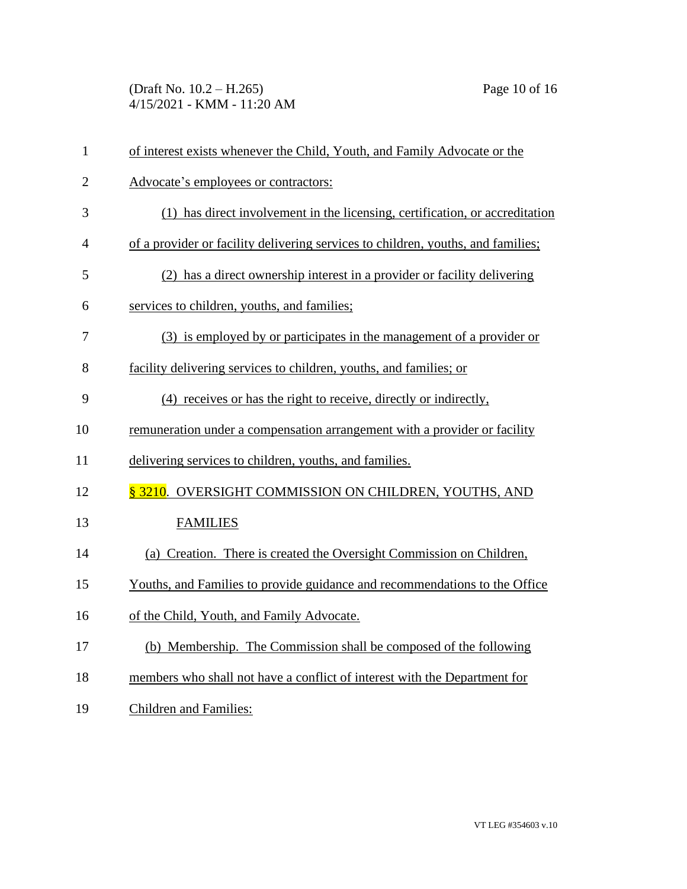of interest exists whenever the Child, Youth, and Family Advocate or the Advocate's employees or contractors:

(1) has direct involvement in the licensing, certification, or accreditation of a provider or facility delivering services to children, youths, and families;

(2) has a direct ownership interest in a provider or facility delivering services to children, youths, and families;

(3) is employed by or participates in the management of a provider or facility delivering services to children, youths, and families; or

(4) receives or has the right to receive, directly or indirectly, remuneration under a compensation arrangement with a provider or facility delivering services to children, youths, and families.

§ 3210. OVERSIGHT COMMISSION ON CHILDREN, YOUTHS, AND FAMILIES

(a) Creation. There is created the Oversight Commission on Children, Youths, and Families to provide guidance and recommendations to the Office of the Child, Youth, and Family Advocate.

(b) Membership. The Commission shall be composed of the following members who shall not have a conflict of interest with the Department for Children and Families: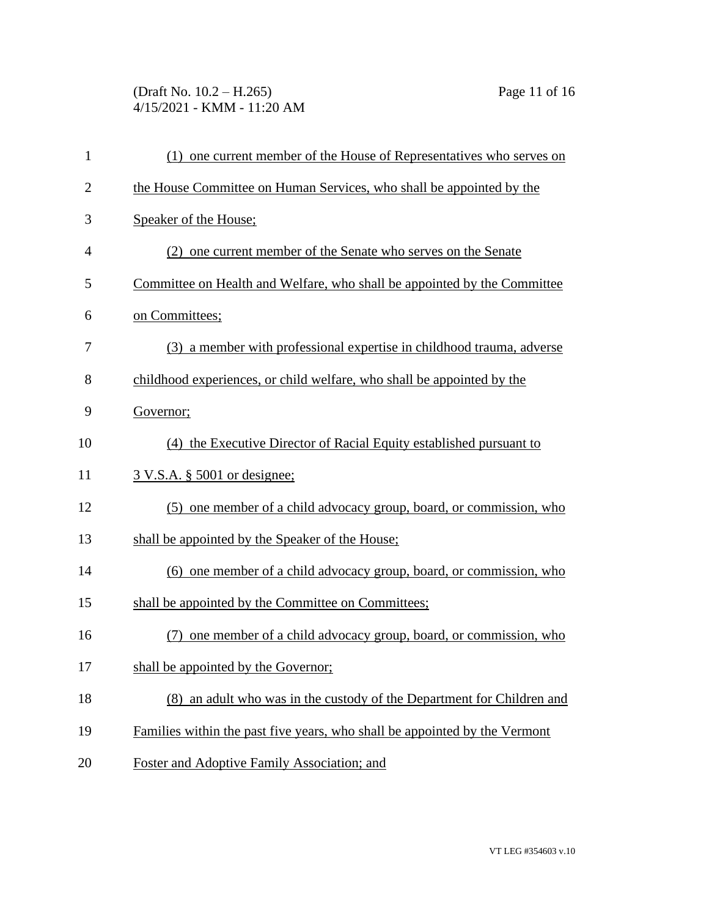(1) one current member of the House of Representatives who serves on the House Committee on Human Services, who shall be appointed by the Speaker of the House;

(2) one current member of the Senate who serves on the Senate Committee on Health and Welfare, who shall be appointed by the Committee on Committees;

(3) a member with professional expertise in childhood trauma, adverse childhood experiences, or child welfare, who shall be appointed by the Governor;

(4) the Executive Director of Racial Equity established pursuant to 3 V.S.A. § 5001 or designee;

(5) one member of a child advocacy group, board, or commission, who shall be appointed by the Speaker of the House;

(6) one member of a child advocacy group, board, or commission, who shall be appointed by the Committee on Committees;

(7) one member of a child advocacy group, board, or commission, who shall be appointed by the Governor;

(8) an adult who was in the custody of the Department for Children and Families within the past five years, who shall be appointed by the Vermont Foster and Adoptive Family Association; and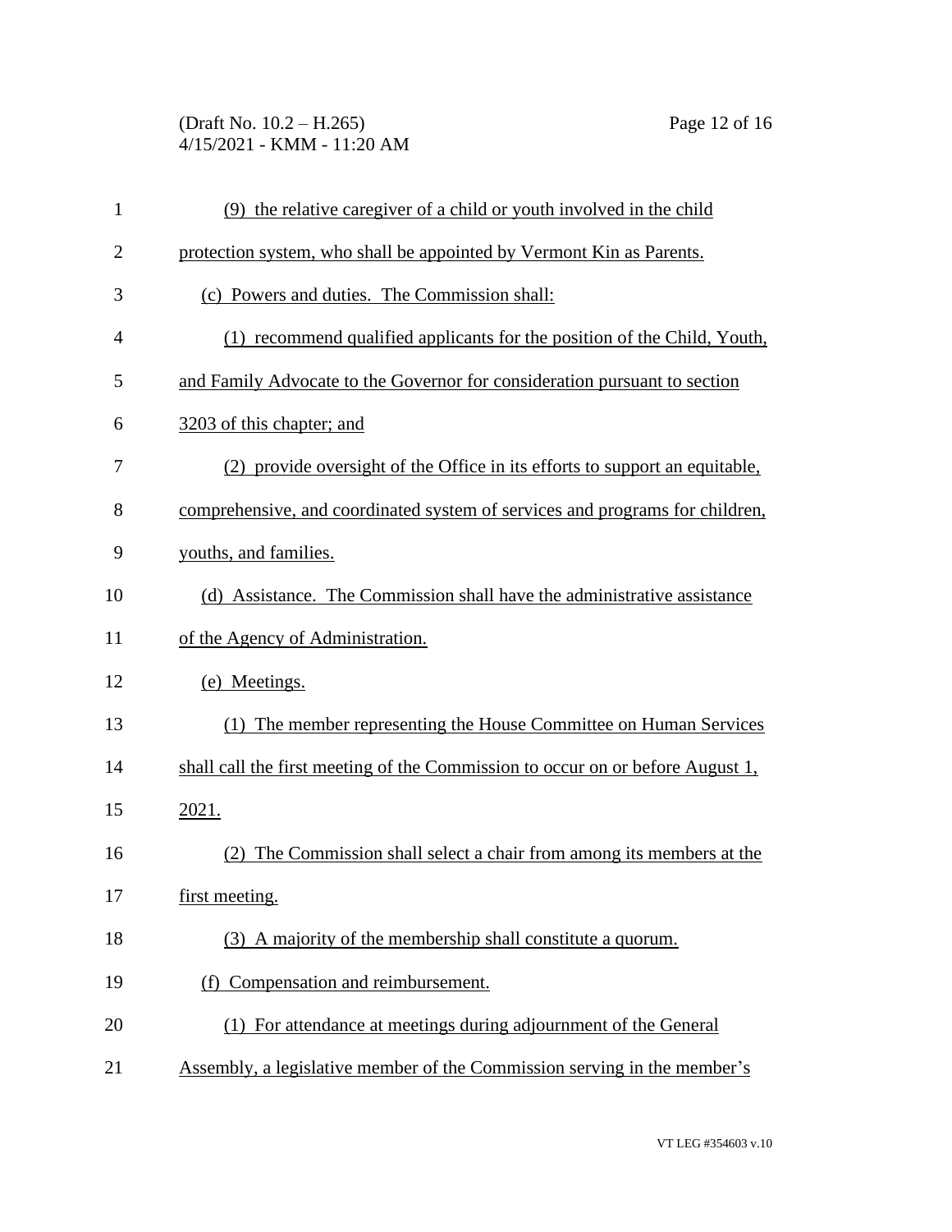(9) the relative caregiver of a child or youth involved in the child protection system, who shall be appointed by Vermont Kin as Parents.

(c) Powers and duties. The Commission shall:

(1) recommend qualified applicants for the position of the Child, Youth, and Family Advocate to the Governor for consideration pursuant to section 3203 of this chapter; and

(2) provide oversight of the Office in its efforts to support an equitable, comprehensive, and coordinated system of services and programs for children, youths, and families.

(d) Assistance. The Commission shall have the administrative assistance of the Agency of Administration.

(e) Meetings.

(1) The member representing the House Committee on Human Services shall call the first meeting of the Commission to occur on or before August 1, 2021.

(2) The Commission shall select a chair from among its members at the first meeting.

(3) A majority of the membership shall constitute a quorum.

(f) Compensation and reimbursement.

(1) For attendance at meetings during adjournment of the General Assembly, a legislative member of the Commission serving in the member's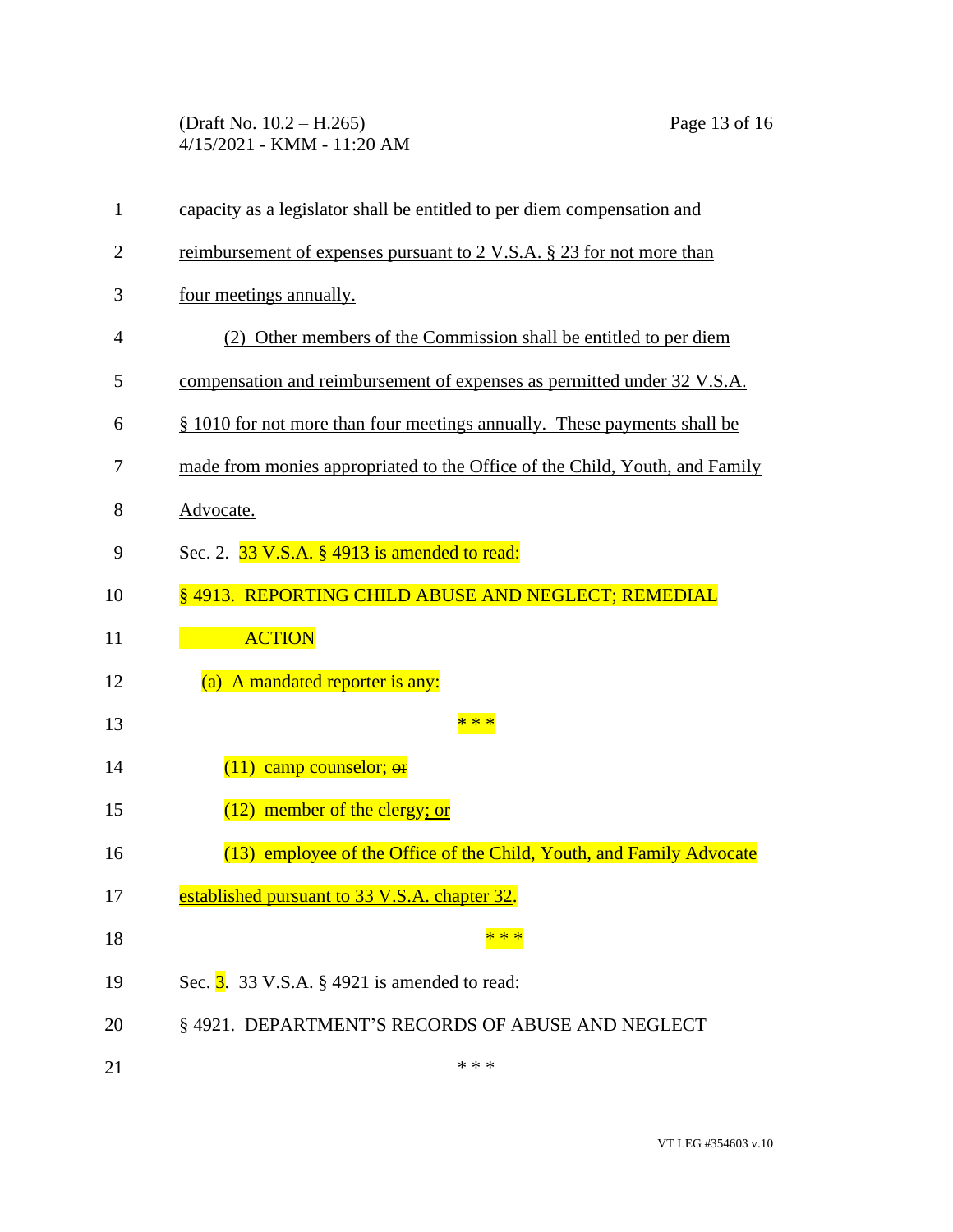capacity as a legislator shall be entitled to per diem compensation and reimbursement of expenses pursuant to 2 V.S.A. § 23 for not more than four meetings annually.

(2) Other members of the Commission shall be entitled to per diem compensation and reimbursement of expenses as permitted under 32 V.S.A. § 1010 for not more than four meetings annually. These payments shall be made from monies appropriated to the Office of the Child, Youth, and Family Advocate.

Sec. 2. 33 V.S.A. § 4913 is amended to read:

§ 4913. REPORTING CHILD ABUSE AND NEGLECT; REMEDIAL ACTION

(a) A mandated reporter is any:

\* \* \*

(11) camp counselor; ~~or~~

(12) member of the clergy; or

(13) employee of the Office of the Child, Youth, and Family Advocate established pursuant to 33 V.S.A. chapter 32.

\* \* \*

Sec. 3. 33 V.S.A. § 4921 is amended to read:

§ 4921. DEPARTMENT'S RECORDS OF ABUSE AND NEGLECT

\* \* \*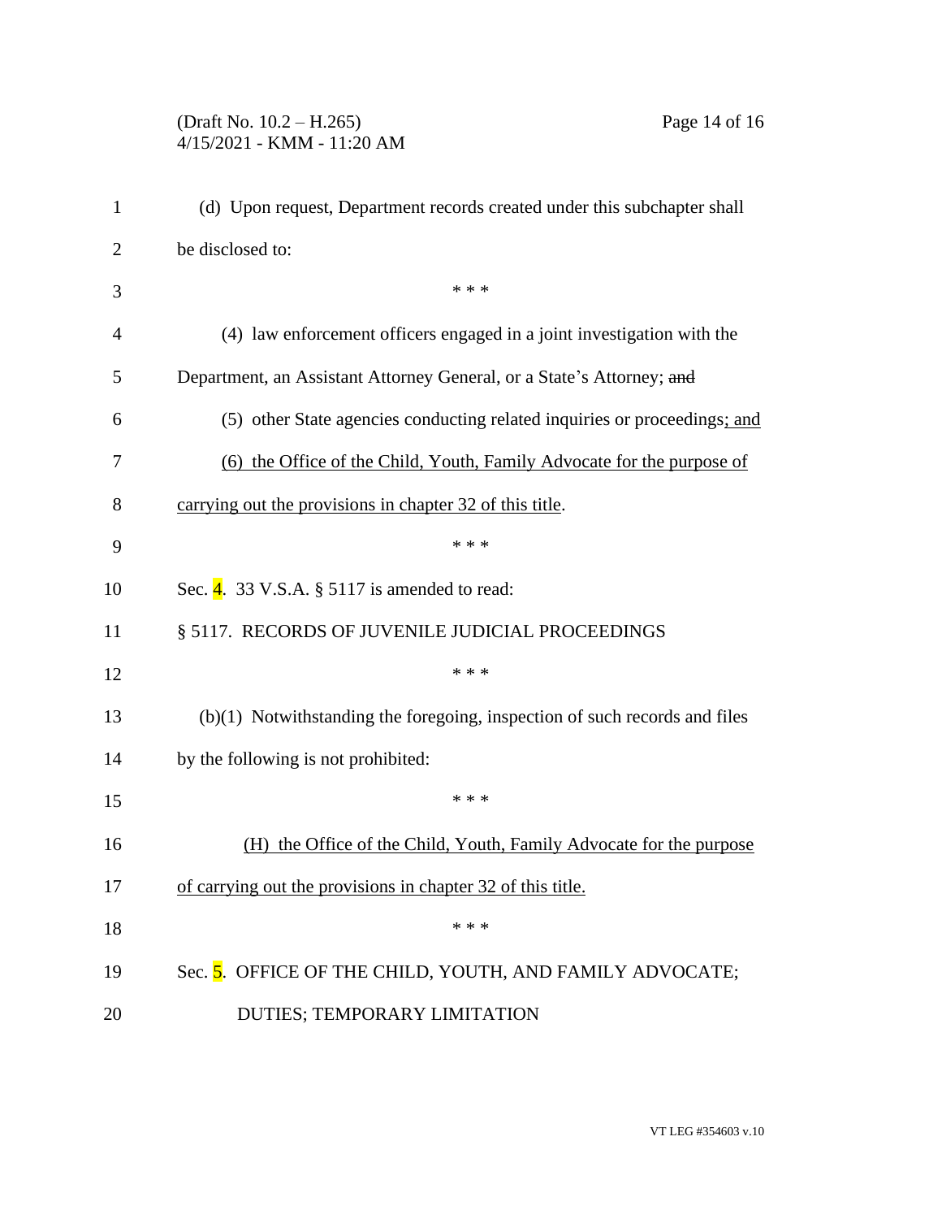(d) Upon request, Department records created under this subchapter shall be disclosed to:

\* \* \*

(4) law enforcement officers engaged in a joint investigation with the Department, an Assistant Attorney General, or a State's Attorney; ~~and~~

(5) other State agencies conducting related inquiries or proceedings<u>; and</u>

<u>(6) the Office of the Child, Youth, Family Advocate for the purpose of carrying out the provisions in chapter 32 of this title</u>.

\* \* \*

Sec. 4. 33 V.S.A. § 5117 is amended to read:

§ 5117. RECORDS OF JUVENILE JUDICIAL PROCEEDINGS

\* \* \*

(b)(1) Notwithstanding the foregoing, inspection of such records and files by the following is not prohibited:

\* \* \*

<u>(H) the Office of the Child, Youth, Family Advocate for the purpose of carrying out the provisions in chapter 32 of this title.</u>

\* \* \*

Sec. 5. OFFICE OF THE CHILD, YOUTH, AND FAMILY ADVOCATE; DUTIES; TEMPORARY LIMITATION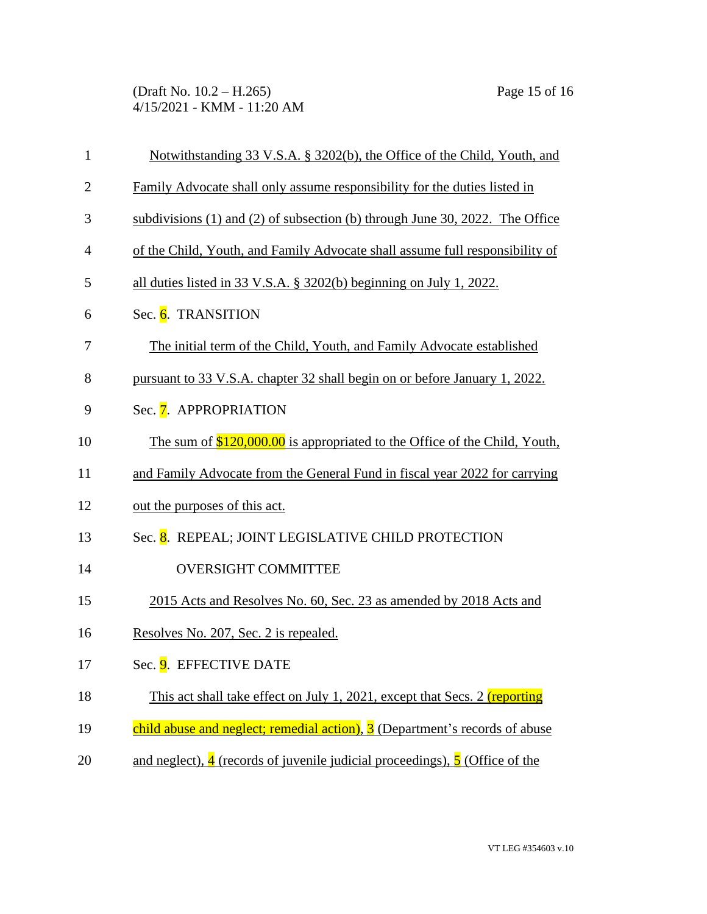Notwithstanding 33 V.S.A. § 3202(b), the Office of the Child, Youth, and Family Advocate shall only assume responsibility for the duties listed in subdivisions (1) and (2) of subsection (b) through June 30, 2022. The Office of the Child, Youth, and Family Advocate shall assume full responsibility of all duties listed in 33 V.S.A. § 3202(b) beginning on July 1, 2022.

Sec. 6. TRANSITION

The initial term of the Child, Youth, and Family Advocate established pursuant to 33 V.S.A. chapter 32 shall begin on or before January 1, 2022.

Sec. 7. APPROPRIATION

The sum of $120,000.00 is appropriated to the Office of the Child, Youth, and Family Advocate from the General Fund in fiscal year 2022 for carrying out the purposes of this act.

Sec. 8. REPEAL; JOINT LEGISLATIVE CHILD PROTECTION OVERSIGHT COMMITTEE

2015 Acts and Resolves No. 60, Sec. 23 as amended by 2018 Acts and Resolves No. 207, Sec. 2 is repealed.

Sec. 9. EFFECTIVE DATE

This act shall take effect on July 1, 2021, except that Secs. 2 (reporting child abuse and neglect; remedial action), 3 (Department's records of abuse and neglect), 4 (records of juvenile judicial proceedings), 5 (Office of the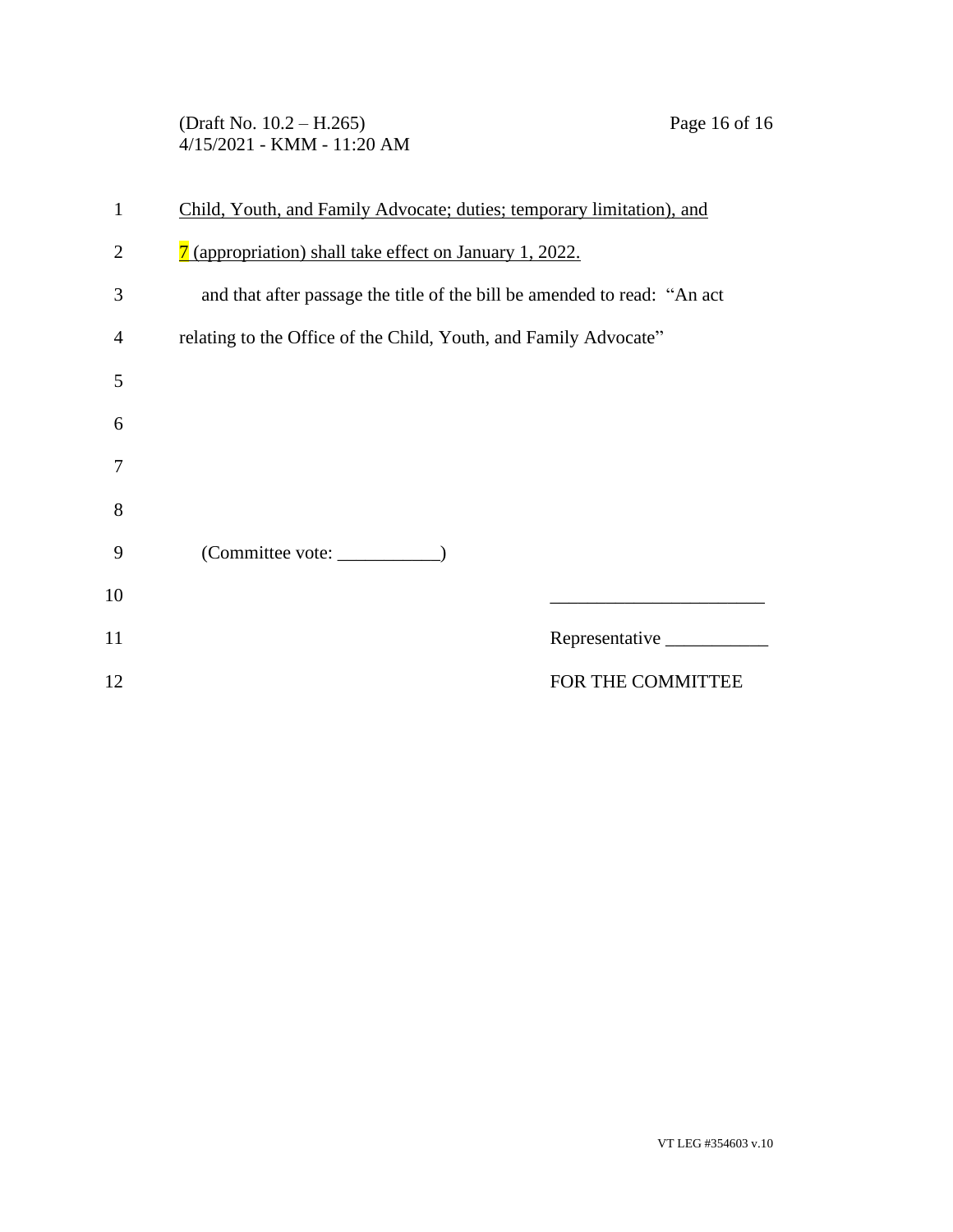Child, Youth, and Family Advocate; duties; temporary limitation), and 7 (appropriation) shall take effect on January 1, 2022.

and that after passage the title of the bill be amended to read: "An act relating to the Office of the Child, Youth, and Family Advocate"

(Committee vote: ___________)

_______________________

Representative ___________

FOR THE COMMITTEE